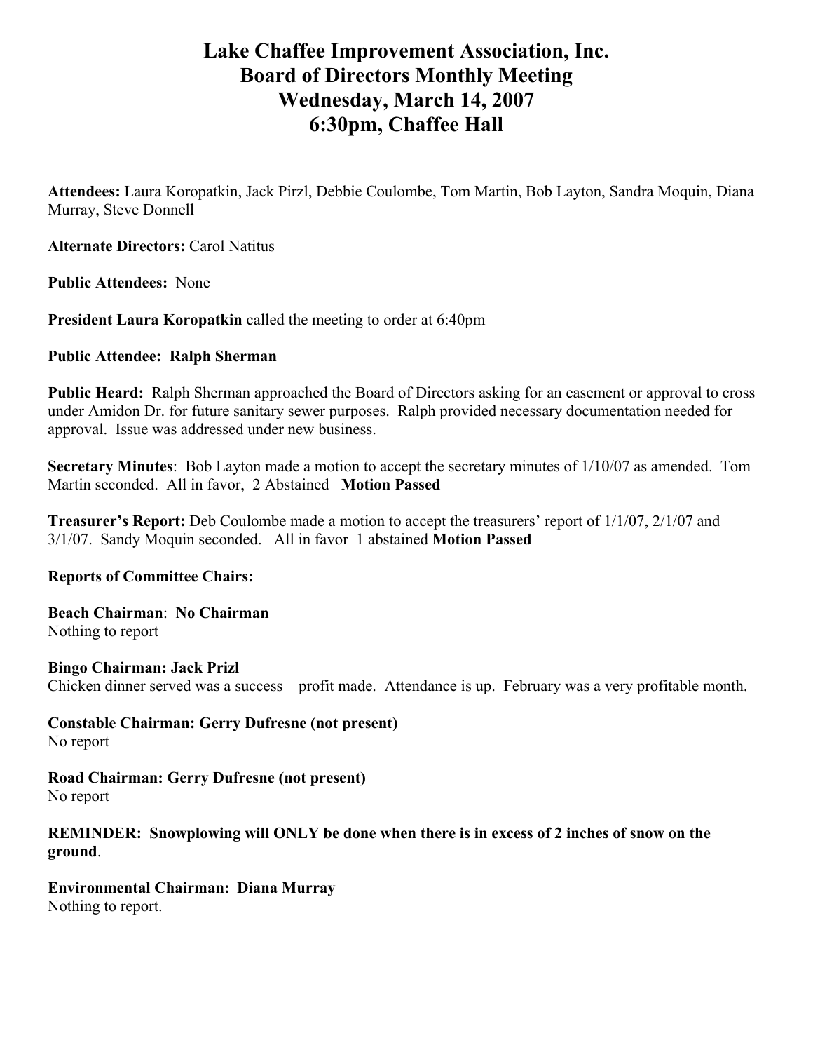# Lake Chaffee Improvement Association, Inc.
# Board of Directors Monthly Meeting
# Wednesday, March 14, 2007
# 6:30pm, Chaffee Hall

**Attendees:** Laura Koropatkin, Jack Pirzl, Debbie Coulombe, Tom Martin, Bob Layton, Sandra Moquin, Diana Murray, Steve Donnell

**Alternate Directors:** Carol Natitus

**Public Attendees:** None

**President Laura Koropatkin** called the meeting to order at 6:40pm

**Public Attendee: Ralph Sherman**

**Public Heard:** Ralph Sherman approached the Board of Directors asking for an easement or approval to cross under Amidon Dr. for future sanitary sewer purposes. Ralph provided necessary documentation needed for approval. Issue was addressed under new business.

**Secretary Minutes**: Bob Layton made a motion to accept the secretary minutes of 1/10/07 as amended. Tom Martin seconded. All in favor, 2 Abstained **Motion Passed**

**Treasurer's Report:** Deb Coulombe made a motion to accept the treasurers' report of 1/1/07, 2/1/07 and 3/1/07. Sandy Moquin seconded. All in favor 1 abstained **Motion Passed**

**Reports of Committee Chairs:**

**Beach Chairman**: **No Chairman**
Nothing to report

**Bingo Chairman: Jack Prizl**
Chicken dinner served was a success – profit made. Attendance is up. February was a very profitable month.

**Constable Chairman: Gerry Dufresne (not present)**
No report

**Road Chairman: Gerry Dufresne (not present)**
No report

**REMINDER: Snowplowing will ONLY be done when there is in excess of 2 inches of snow on the ground**.

**Environmental Chairman: Diana Murray**
Nothing to report.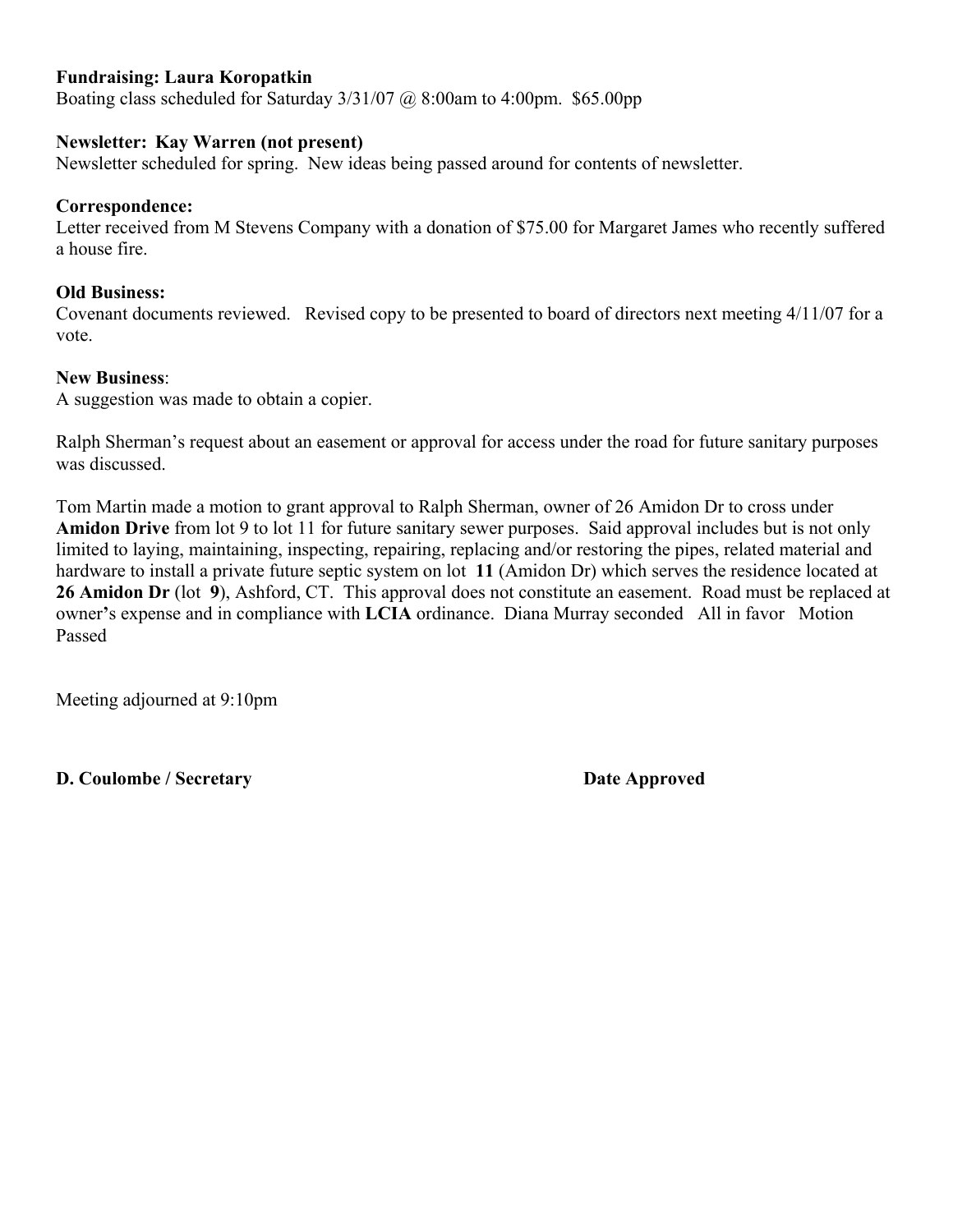**Fundraising: Laura Koropatkin**
Boating class scheduled for Saturday 3/31/07 @ 8:00am to 4:00pm. $65.00pp

**Newsletter: Kay Warren (not present)**
Newsletter scheduled for spring. New ideas being passed around for contents of newsletter.

**Correspondence:**
Letter received from M Stevens Company with a donation of $75.00 for Margaret James who recently suffered a house fire.

**Old Business:**
Covenant documents reviewed. Revised copy to be presented to board of directors next meeting 4/11/07 for a vote.

**New Business**:
A suggestion was made to obtain a copier.

Ralph Sherman's request about an easement or approval for access under the road for future sanitary purposes was discussed.

Tom Martin made a motion to grant approval to Ralph Sherman, owner of 26 Amidon Dr to cross under **Amidon Drive** from lot 9 to lot 11 for future sanitary sewer purposes. Said approval includes but is not only limited to laying, maintaining, inspecting, repairing, replacing and/or restoring the pipes, related material and hardware to install a private future septic system on lot **11** (Amidon Dr) which serves the residence located at **26 Amidon Dr** (lot **9**), Ashford, CT. This approval does not constitute an easement. Road must be replaced at owner**'**s expense and in compliance with **LCIA** ordinance. Diana Murray seconded All in favor Motion Passed

Meeting adjourned at 9:10pm

**D. Coulombe / Secretary** **Date Approved**